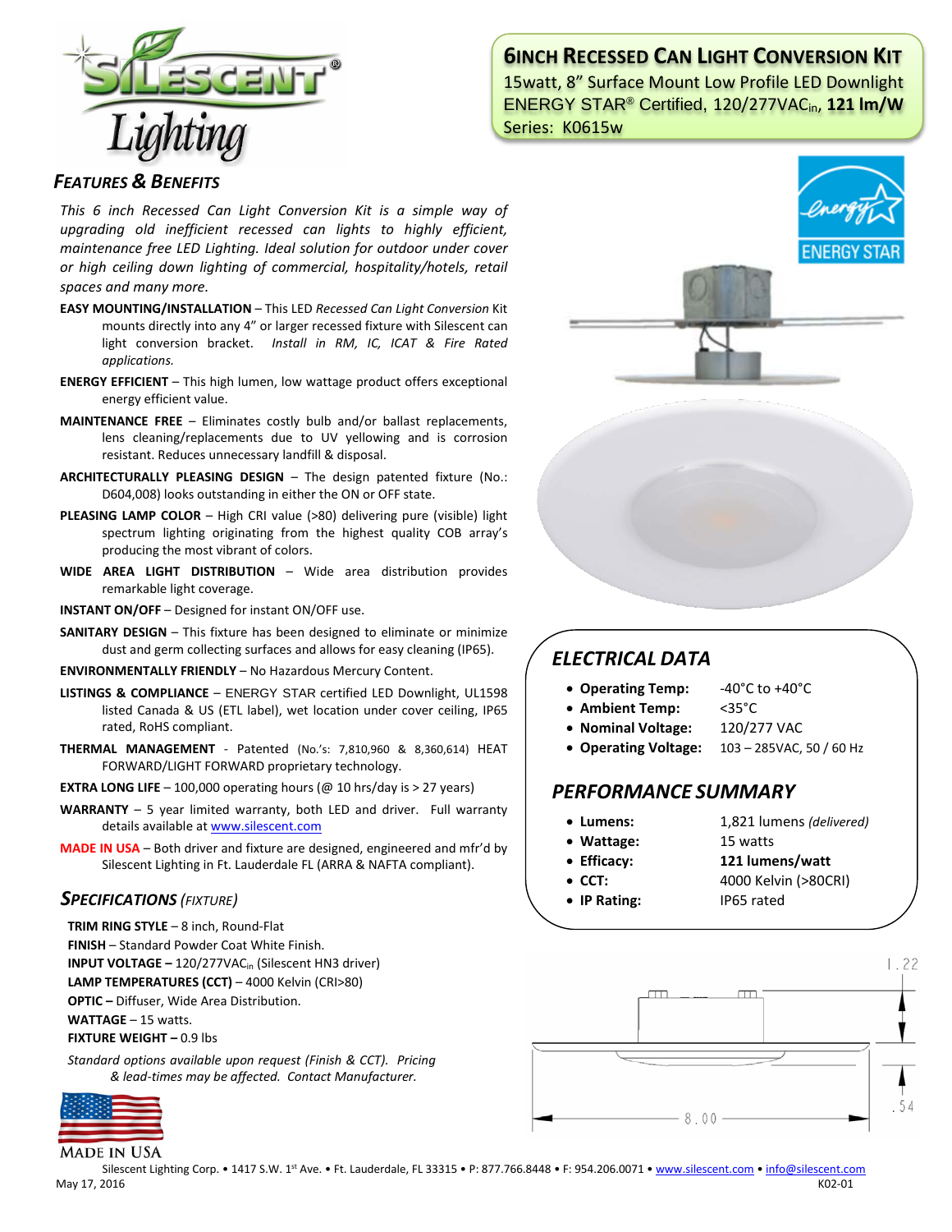# 6INCH RECESSED CAN LIGHT CONVERSION KIT

15watt, 8" Surface Mount Low Profile LED Downlight
ENERGY STAR® Certified, 120/277VAC$_{in}$, **121 lm/W**
Series: K0615w

## FEATURES & BENEFITS

*This 6 inch Recessed Can Light Conversion Kit is a simple way of upgrading old inefficient recessed can lights to highly efficient, maintenance free LED Lighting. Ideal solution for outdoor under cover or high ceiling down lighting of commercial, hospitality/hotels, retail spaces and many more.*

**EASY MOUNTING/INSTALLATION** – This LED *Recessed Can Light Conversion* Kit mounts directly into any 4" or larger recessed fixture with Silescent can light conversion bracket. *Install in RM, IC, ICAT & Fire Rated applications.*

**ENERGY EFFICIENT** – This high lumen, low wattage product offers exceptional energy efficient value.

**MAINTENANCE FREE** – Eliminates costly bulb and/or ballast replacements, lens cleaning/replacements due to UV yellowing and is corrosion resistant. Reduces unnecessary landfill & disposal.

**ARCHITECTURALLY PLEASING DESIGN** – The design patented fixture (No.: D604,008) looks outstanding in either the ON or OFF state.

**PLEASING LAMP COLOR** – High CRI value (>80) delivering pure (visible) light spectrum lighting originating from the highest quality COB array's producing the most vibrant of colors.

**WIDE AREA LIGHT DISTRIBUTION** – Wide area distribution provides remarkable light coverage.

**INSTANT ON/OFF** – Designed for instant ON/OFF use.

**SANITARY DESIGN** – This fixture has been designed to eliminate or minimize dust and germ collecting surfaces and allows for easy cleaning (IP65).

**ENVIRONMENTALLY FRIENDLY** – No Hazardous Mercury Content.

**LISTINGS & COMPLIANCE** – ENERGY STAR certified LED Downlight, UL1598 listed Canada & US (ETL label), wet location under cover ceiling, IP65 rated, RoHS compliant.

**THERMAL MANAGEMENT** - Patented (No.'s: 7,810,960 & 8,360,614) HEAT FORWARD/LIGHT FORWARD proprietary technology.

**EXTRA LONG LIFE** – 100,000 operating hours (@ 10 hrs/day is > 27 years)

**WARRANTY** – 5 year limited warranty, both LED and driver. Full warranty details available at www.silescent.com

**MADE IN USA** – Both driver and fixture are designed, engineered and mfr'd by Silescent Lighting in Ft. Lauderdale FL (ARRA & NAFTA compliant).

## SPECIFICATIONS (FIXTURE)

**TRIM RING STYLE** – 8 inch, Round-Flat
**FINISH** – Standard Powder Coat White Finish.
**INPUT VOLTAGE** – 120/277VAC$_{in}$ (Silescent HN3 driver)
**LAMP TEMPERATURES (CCT)** – 4000 Kelvin (CRI>80)
**OPTIC** – Diffuser, Wide Area Distribution.
**WATTAGE** – 15 watts.
**FIXTURE WEIGHT** – 0.9 lbs

*Standard options available upon request (Finish & CCT). Pricing & lead-times may be affected. Contact Manufacturer.*

MADE IN USA

## ELECTRICAL DATA

- **Operating Temp:** -40°C to +40°C
- **Ambient Temp:** <35°C
- **Nominal Voltage:** 120/277 VAC
- **Operating Voltage:** 103 – 285VAC, 50 / 60 Hz

## PERFORMANCE SUMMARY

- **Lumens:** 1,821 lumens *(delivered)*
- **Wattage:** 15 watts
- **Efficacy:** **121 lumens/watt**
- **CCT:** 4000 Kelvin (>80CRI)
- **IP Rating:** IP65 rated

1.22

.54

8.00

Silescent Lighting Corp. • 1417 S.W. 1st Ave. • Ft. Lauderdale, FL 33315 • P: 877.766.8448 • F: 954.206.0071 • www.silescent.com • info@silescent.com

May 17, 2016 K02-01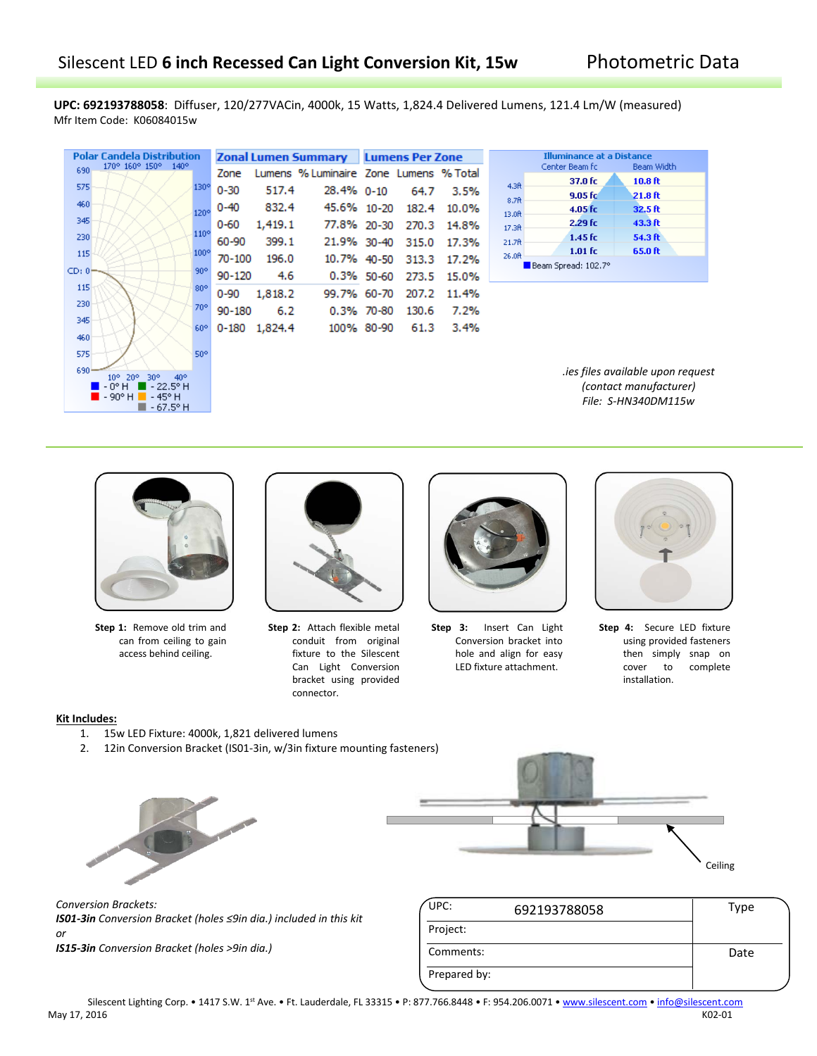# Silescent LED **6 inch Recessed Can Light Conversion Kit, 15w** Photometric Data

**UPC: 692193788058**: Diffuser, 120/277VACin, 4000k, 15 Watts, 1,824.4 Delivered Lumens, 121.4 Lm/W (measured)
Mfr Item Code: K06084015w

**Polar Candela Distribution**

170° 160° 150° 140°
690
575
460
345
230
115
CD: 0
115
230
345
460
575
690
130° 120° 110° 100° 90° 80° 70° 60° 50°
10° 20° 30° 40°
- 0° H - 22.5° H
- 90° H - 45° H
- 67.5° H

| Zonal Lumen Summary | | | Lumens Per Zone | | |
|---|---|---|---|---|---|
| Zone | Lumens | % Luminaire | Zone | Lumens | % Total |
| 0-30 | 517.4 | 28.4% | 0-10 | 64.7 | 3.5% |
| 0-40 | 832.4 | 45.6% | 10-20 | 182.4 | 10.0% |
| 0-60 | 1,419.1 | 77.8% | 20-30 | 270.3 | 14.8% |
| 60-90 | 399.1 | 21.9% | 30-40 | 315.0 | 17.3% |
| 70-100 | 196.0 | 10.7% | 40-50 | 313.3 | 17.2% |
| 90-120 | 4.6 | 0.3% | 50-60 | 273.5 | 15.0% |
| 0-90 | 1,818.2 | 99.7% | 60-70 | 207.2 | 11.4% |
| 90-180 | 6.2 | 0.3% | 70-80 | 130.6 | 7.2% |
| 0-180 | 1,824.4 | 100% | 80-90 | 61.3 | 3.4% |

**Illuminance at a Distance**

| Distance | Center Beam fc | Beam Width |
|---|---|---|
| 4.3ft | 37.0 fc | 10.8 ft |
| 8.7ft | 9.05 fc | 21.8 ft |
| 13.0ft | 4.05 fc | 32.5 ft |
| 17.3ft | 2.29 fc | 43.3 ft |
| 21.7ft | 1.45 fc | 54.3 ft |
| 26.0ft | 1.01 fc | 65.0 ft |

Beam Spread: 102.7°

*.ies files available upon request (contact manufacturer) File: S-HN340DM115w*

**Step 1:** Remove old trim and can from ceiling to gain access behind ceiling.

**Step 2:** Attach flexible metal conduit from original fixture to the Silescent Can Light Conversion bracket using provided connector.

**Step 3:** Insert Can Light Conversion bracket into hole and align for easy LED fixture attachment.

**Step 4:** Secure LED fixture using provided fasteners then simply snap on cover to complete installation.

**Kit Includes:**

1. 15w LED Fixture: 4000k, 1,821 delivered lumens
2. 12in Conversion Bracket (IS01-3in, w/3in fixture mounting fasteners)

Ceiling

*Conversion Brackets:*
***IS01-3in** Conversion Bracket (holes ≤9in dia.) included in this kit*
*or*
***IS15-3in** Conversion Bracket (holes >9in dia.)*

| UPC: 692193788058 | Type |
|---|---|
| Project: | |
| Comments: | Date |
| Prepared by: | |

Silescent Lighting Corp. • 1417 S.W. 1st Ave. • Ft. Lauderdale, FL 33315 • P: 877.766.8448 • F: 954.206.0071 • www.silescent.com • info@silescent.com
May 17, 2016 K02-01